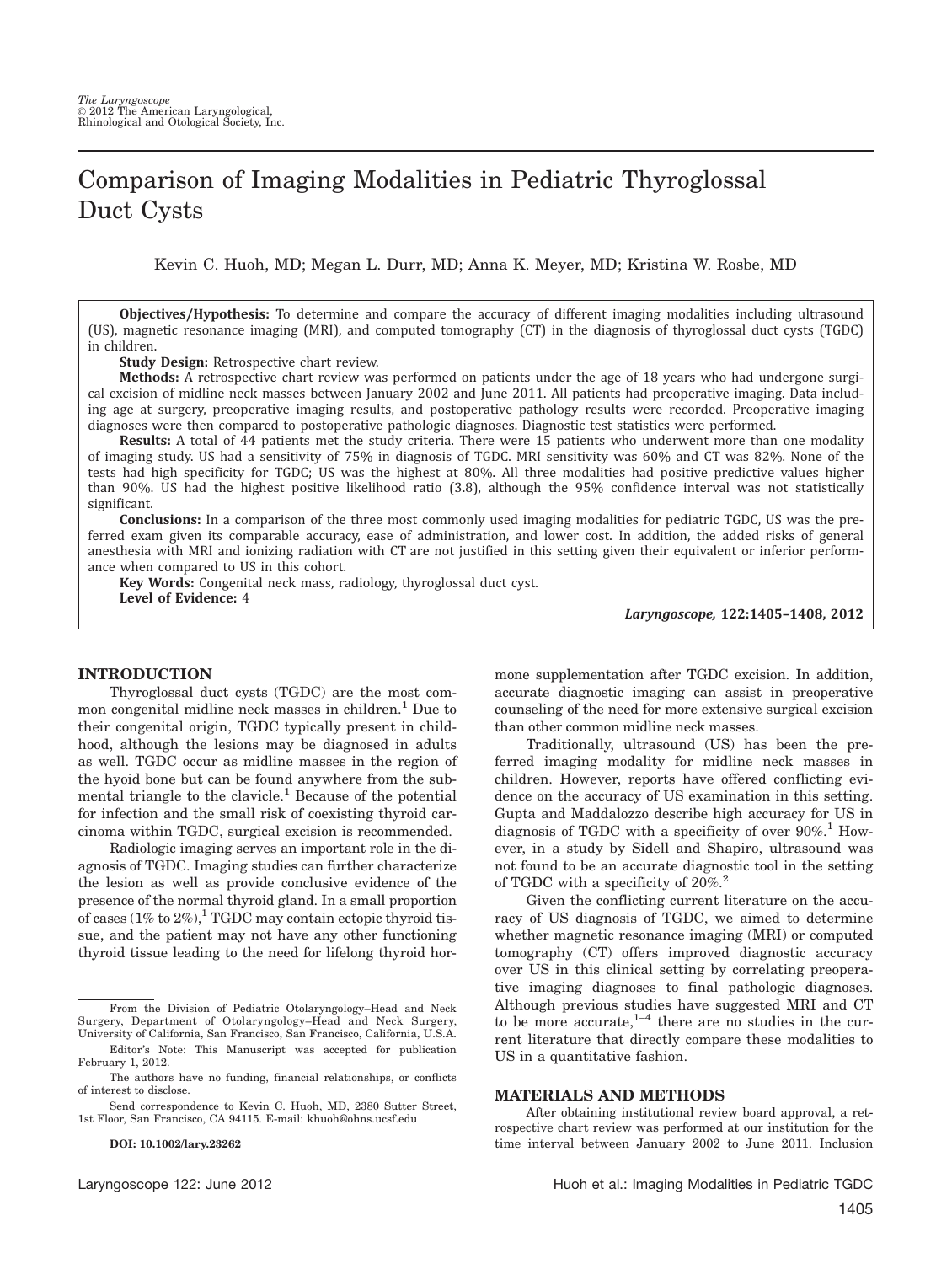# Comparison of Imaging Modalities in Pediatric Thyroglossal Duct Cysts

Kevin C. Huoh, MD; Megan L. Durr, MD; Anna K. Meyer, MD; Kristina W. Rosbe, MD

**Objectives/Hypothesis:** To determine and compare the accuracy of different imaging modalities including ultrasound (US), magnetic resonance imaging (MRI), and computed tomography (CT) in the diagnosis of thyroglossal duct cysts (TGDC) in children.

**Study Design:** Retrospective chart review.

**Methods:** A retrospective chart review was performed on patients under the age of 18 years who had undergone surgical excision of midline neck masses between January 2002 and June 2011. All patients had preoperative imaging. Data including age at surgery, preoperative imaging results, and postoperative pathology results were recorded. Preoperative imaging diagnoses were then compared to postoperative pathologic diagnoses. Diagnostic test statistics were performed.

**Results:** A total of 44 patients met the study criteria. There were 15 patients who underwent more than one modality of imaging study. US had a sensitivity of 75% in diagnosis of TGDC. MRI sensitivity was 60% and CT was 82%. None of the tests had high specificity for TGDC; US was the highest at 80%. All three modalities had positive predictive values higher than 90%. US had the highest positive likelihood ratio (3.8), although the 95% confidence interval was not statistically significant.

**Conclusions:** In a comparison of the three most commonly used imaging modalities for pediatric TGDC, US was the preferred exam given its comparable accuracy, ease of administration, and lower cost. In addition, the added risks of general anesthesia with MRI and ionizing radiation with CT are not justified in this setting given their equivalent or inferior performance when compared to US in this cohort.

**Key Words:** Congenital neck mass, radiology, thyroglossal duct cyst.

**Level of Evidence:** 4

*Laryngoscope,* **122:1405–1408, 2012**

## INTRODUCTION

Thyroglossal duct cysts (TGDC) are the most common congenital midline neck masses in children.[1] Due to their congenital origin, TGDC typically present in childhood, although the lesions may be diagnosed in adults as well. TGDC occur as midline masses in the region of the hyoid bone but can be found anywhere from the submental triangle to the clavicle.[1] Because of the potential for infection and the small risk of coexisting thyroid carcinoma within TGDC, surgical excision is recommended.

Radiologic imaging serves an important role in the diagnosis of TGDC. Imaging studies can further characterize the lesion as well as provide conclusive evidence of the presence of the normal thyroid gland. In a small proportion of cases (1% to 2%),[1] TGDC may contain ectopic thyroid tissue, and the patient may not have any other functioning thyroid tissue leading to the need for lifelong thyroid hormone supplementation after TGDC excision. In addition, accurate diagnostic imaging can assist in preoperative counseling of the need for more extensive surgical excision than other common midline neck masses.

Traditionally, ultrasound (US) has been the preferred imaging modality for midline neck masses in children. However, reports have offered conflicting evidence on the accuracy of US examination in this setting. Gupta and Maddalozzo describe high accuracy for US in diagnosis of TGDC with a specificity of over 90%.[1] However, in a study by Sidell and Shapiro, ultrasound was not found to be an accurate diagnostic tool in the setting of TGDC with a specificity of 20%.[2]

Given the conflicting current literature on the accuracy of US diagnosis of TGDC, we aimed to determine whether magnetic resonance imaging (MRI) or computed tomography (CT) offers improved diagnostic accuracy over US in this clinical setting by correlating preoperative imaging diagnoses to final pathologic diagnoses. Although previous studies have suggested MRI and CT to be more accurate,[1–4] there are no studies in the current literature that directly compare these modalities to US in a quantitative fashion.

## MATERIALS AND METHODS

After obtaining institutional review board approval, a retrospective chart review was performed at our institution for the time interval between January 2002 to June 2011. Inclusion

---

From the Division of Pediatric Otolaryngology–Head and Neck Surgery, Department of Otolaryngology–Head and Neck Surgery, University of California, San Francisco, San Francisco, California, U.S.A.

Editor's Note: This Manuscript was accepted for publication February 1, 2012.

The authors have no funding, financial relationships, or conflicts of interest to disclose.

Send correspondence to Kevin C. Huoh, MD, 2380 Sutter Street, 1st Floor, San Francisco, CA 94115. E-mail: khuoh@ohns.ucsf.edu

**DOI: 10.1002/lary.23262**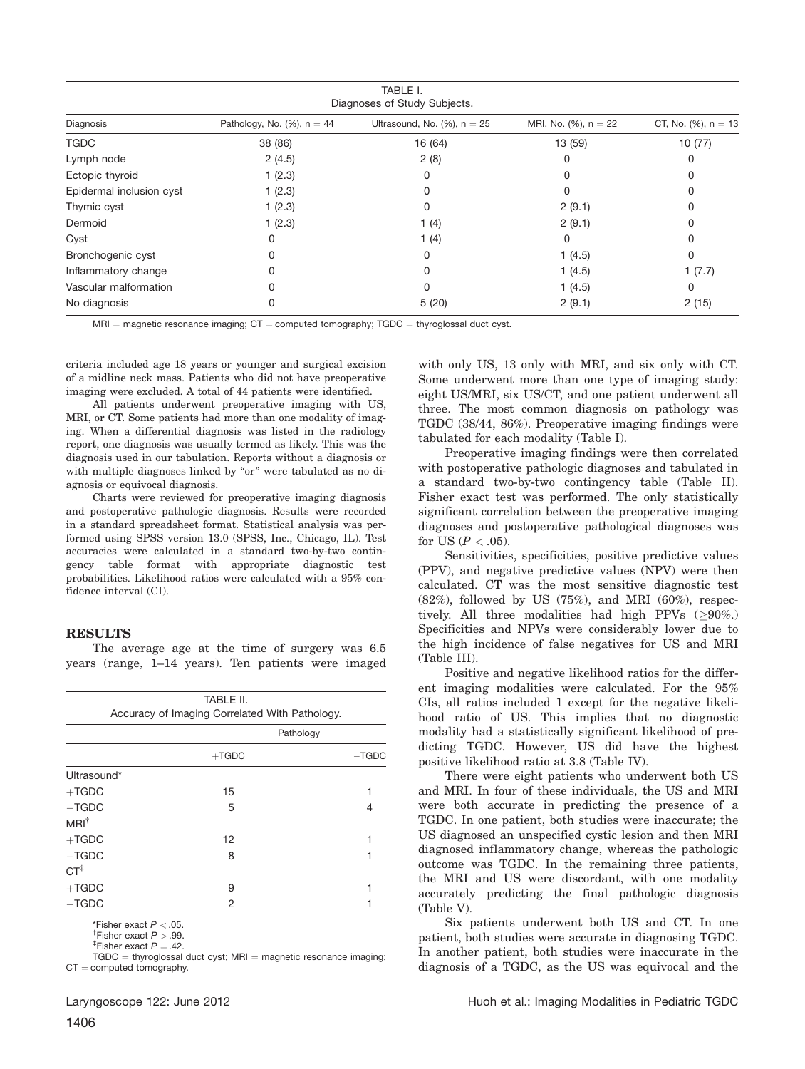TABLE I.
Diagnoses of Study Subjects.

| Diagnosis | Pathology, No. (%), n = 44 | Ultrasound, No. (%), n = 25 | MRI, No. (%), n = 22 | CT, No. (%), n = 13 |
|---|---|---|---|---|
| TGDC | 38 (86) | 16 (64) | 13 (59) | 10 (77) |
| Lymph node | 2 (4.5) | 2 (8) | 0 | 0 |
| Ectopic thyroid | 1 (2.3) | 0 | 0 | 0 |
| Epidermal inclusion cyst | 1 (2.3) | 0 | 0 | 0 |
| Thymic cyst | 1 (2.3) | 0 | 2 (9.1) | 0 |
| Dermoid | 1 (2.3) | 1 (4) | 2 (9.1) | 0 |
| Cyst | 0 | 1 (4) | 0 | 0 |
| Bronchogenic cyst | 0 | 0 | 1 (4.5) | 0 |
| Inflammatory change | 0 | 0 | 1 (4.5) | 1 (7.7) |
| Vascular malformation | 0 | 0 | 1 (4.5) | 0 |
| No diagnosis | 0 | 5 (20) | 2 (9.1) | 2 (15) |

MRI = magnetic resonance imaging; CT = computed tomography; TGDC = thyroglossal duct cyst.

criteria included age 18 years or younger and surgical excision of a midline neck mass. Patients who did not have preoperative imaging were excluded. A total of 44 patients were identified.

All patients underwent preoperative imaging with US, MRI, or CT. Some patients had more than one modality of imaging. When a differential diagnosis was listed in the radiology report, one diagnosis was usually termed as likely. This was the diagnosis used in our tabulation. Reports without a diagnosis or with multiple diagnoses linked by "or" were tabulated as no diagnosis or equivocal diagnosis.

Charts were reviewed for preoperative imaging diagnosis and postoperative pathologic diagnosis. Results were recorded in a standard spreadsheet format. Statistical analysis was performed using SPSS version 13.0 (SPSS, Inc., Chicago, IL). Test accuracies were calculated in a standard two-by-two contingency table format with appropriate diagnostic test probabilities. Likelihood ratios were calculated with a 95% confidence interval (CI).

## RESULTS

The average age at the time of surgery was 6.5 years (range, 1–14 years). Ten patients were imaged with only US, 13 only with MRI, and six only with CT. Some underwent more than one type of imaging study: eight US/MRI, six US/CT, and one patient underwent all three. The most common diagnosis on pathology was TGDC (38/44, 86%). Preoperative imaging findings were tabulated for each modality (Table I).

TABLE II.
Accuracy of Imaging Correlated With Pathology.

| | Pathology | |
|---|---|---|
| | +TGDC | −TGDC |
| Ultrasound* | | |
| +TGDC | 15 | 1 |
| −TGDC | 5 | 4 |
| MRI[†] | | |
| +TGDC | 12 | 1 |
| −TGDC | 8 | 1 |
| CT[‡] | | |
| +TGDC | 9 | 1 |
| −TGDC | 2 | 1 |

*Fisher exact $P < .05$.
[†]Fisher exact $P > .99$.
[‡]Fisher exact $P = .42$.
TGDC = thyroglossal duct cyst; MRI = magnetic resonance imaging; CT = computed tomography.

Preoperative imaging findings were then correlated with postoperative pathologic diagnoses and tabulated in a standard two-by-two contingency table (Table II). Fisher exact test was performed. The only statistically significant correlation between the preoperative imaging diagnoses and postoperative pathological diagnoses was for US ($P < .05$).

Sensitivities, specificities, positive predictive values (PPV), and negative predictive values (NPV) were then calculated. CT was the most sensitive diagnostic test (82%), followed by US (75%), and MRI (60%), respectively. All three modalities had high PPVs (≥90%.) Specificities and NPVs were considerably lower due to the high incidence of false negatives for US and MRI (Table III).

Positive and negative likelihood ratios for the different imaging modalities were calculated. For the 95% CIs, all ratios included 1 except for the negative likelihood ratio of US. This implies that no diagnostic modality had a statistically significant likelihood of predicting TGDC. However, US did have the highest positive likelihood ratio at 3.8 (Table IV).

There were eight patients who underwent both US and MRI. In four of these individuals, the US and MRI were both accurate in predicting the presence of a TGDC. In one patient, both studies were inaccurate; the US diagnosed an unspecified cystic lesion and then MRI diagnosed inflammatory change, whereas the pathologic outcome was TGDC. In the remaining three patients, the MRI and US were discordant, with one modality accurately predicting the final pathologic diagnosis (Table V).

Six patients underwent both US and CT. In one patient, both studies were accurate in diagnosing TGDC. In another patient, both studies were inaccurate in the diagnosis of a TGDC, as the US was equivocal and the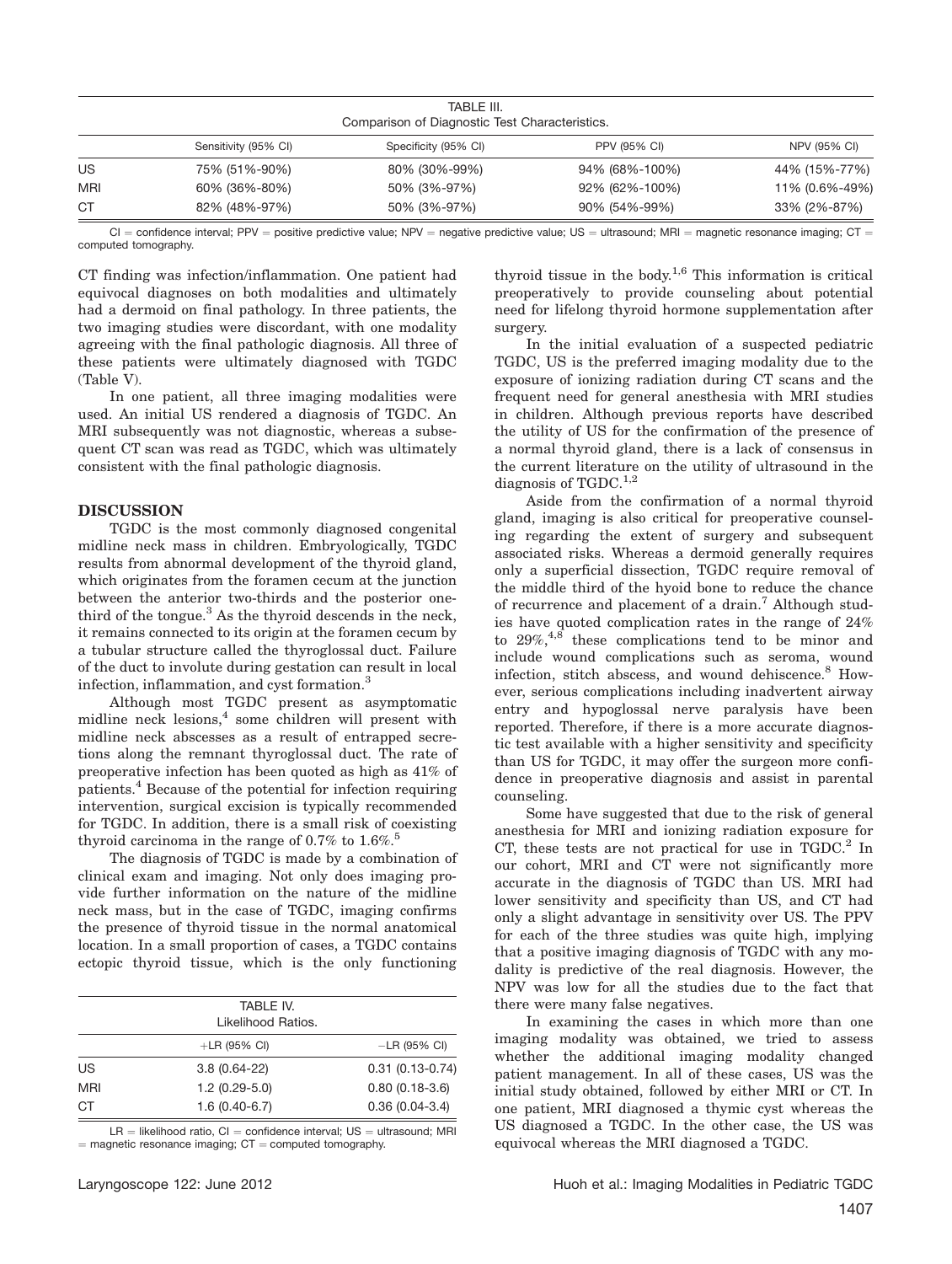TABLE III.
Comparison of Diagnostic Test Characteristics.

| | Sensitivity (95% CI) | Specificity (95% CI) | PPV (95% CI) | NPV (95% CI) |
|---|---|---|---|---|
| US | 75% (51%-90%) | 80% (30%-99%) | 94% (68%-100%) | 44% (15%-77%) |
| MRI | 60% (36%-80%) | 50% (3%-97%) | 92% (62%-100%) | 11% (0.6%-49%) |
| CT | 82% (48%-97%) | 50% (3%-97%) | 90% (54%-99%) | 33% (2%-87%) |

CI = confidence interval; PPV = positive predictive value; NPV = negative predictive value; US = ultrasound; MRI = magnetic resonance imaging; CT = computed tomography.

CT finding was infection/inflammation. One patient had equivocal diagnoses on both modalities and ultimately had a dermoid on final pathology. In three patients, the two imaging studies were discordant, with one modality agreeing with the final pathologic diagnosis. All three of these patients were ultimately diagnosed with TGDC (Table V).

In one patient, all three imaging modalities were used. An initial US rendered a diagnosis of TGDC. An MRI subsequently was not diagnostic, whereas a subsequent CT scan was read as TGDC, which was ultimately consistent with the final pathologic diagnosis.

## DISCUSSION

TGDC is the most commonly diagnosed congenital midline neck mass in children. Embryologically, TGDC results from abnormal development of the thyroid gland, which originates from the foramen cecum at the junction between the anterior two-thirds and the posterior one-third of the tongue.[3] As the thyroid descends in the neck, it remains connected to its origin at the foramen cecum by a tubular structure called the thyroglossal duct. Failure of the duct to involute during gestation can result in local infection, inflammation, and cyst formation.[3]

Although most TGDC present as asymptomatic midline neck lesions,[4] some children will present with midline neck abscesses as a result of entrapped secretions along the remnant thyroglossal duct. The rate of preoperative infection has been quoted as high as 41% of patients.[4] Because of the potential for infection requiring intervention, surgical excision is typically recommended for TGDC. In addition, there is a small risk of coexisting thyroid carcinoma in the range of 0.7% to 1.6%.[5]

The diagnosis of TGDC is made by a combination of clinical exam and imaging. Not only does imaging provide further information on the nature of the midline neck mass, but in the case of TGDC, imaging confirms the presence of thyroid tissue in the normal anatomical location. In a small proportion of cases, a TGDC contains ectopic thyroid tissue, which is the only functioning thyroid tissue in the body.[1,6] This information is critical preoperatively to provide counseling about potential need for lifelong thyroid hormone supplementation after surgery.

TABLE IV.
Likelihood Ratios.

| | +LR (95% CI) | −LR (95% CI) |
|---|---|---|
| US | 3.8 (0.64-22) | 0.31 (0.13-0.74) |
| MRI | 1.2 (0.29-5.0) | 0.80 (0.18-3.6) |
| CT | 1.6 (0.40-6.7) | 0.36 (0.04-3.4) |

LR = likelihood ratio, CI = confidence interval; US = ultrasound; MRI = magnetic resonance imaging; CT = computed tomography.

In the initial evaluation of a suspected pediatric TGDC, US is the preferred imaging modality due to the exposure of ionizing radiation during CT scans and the frequent need for general anesthesia with MRI studies in children. Although previous reports have described the utility of US for the confirmation of the presence of a normal thyroid gland, there is a lack of consensus in the current literature on the utility of ultrasound in the diagnosis of TGDC.[1,2]

Aside from the confirmation of a normal thyroid gland, imaging is also critical for preoperative counseling regarding the extent of surgery and subsequent associated risks. Whereas a dermoid generally requires only a superficial dissection, TGDC require removal of the middle third of the hyoid bone to reduce the chance of recurrence and placement of a drain.[7] Although studies have quoted complication rates in the range of 24% to 29%,[4,8] these complications tend to be minor and include wound complications such as seroma, wound infection, stitch abscess, and wound dehiscence.[8] However, serious complications including inadvertent airway entry and hypoglossal nerve paralysis have been reported. Therefore, if there is a more accurate diagnostic test available with a higher sensitivity and specificity than US for TGDC, it may offer the surgeon more confidence in preoperative diagnosis and assist in parental counseling.

Some have suggested that due to the risk of general anesthesia for MRI and ionizing radiation exposure for CT, these tests are not practical for use in TGDC.[2] In our cohort, MRI and CT were not significantly more accurate in the diagnosis of TGDC than US. MRI had lower sensitivity and specificity than US, and CT had only a slight advantage in sensitivity over US. The PPV for each of the three studies was quite high, implying that a positive imaging diagnosis of TGDC with any modality is predictive of the real diagnosis. However, the NPV was low for all the studies due to the fact that there were many false negatives.

In examining the cases in which more than one imaging modality was obtained, we tried to assess whether the additional imaging modality changed patient management. In all of these cases, US was the initial study obtained, followed by either MRI or CT. In one patient, MRI diagnosed a thymic cyst whereas the US diagnosed a TGDC. In the other case, the US was equivocal whereas the MRI diagnosed a TGDC.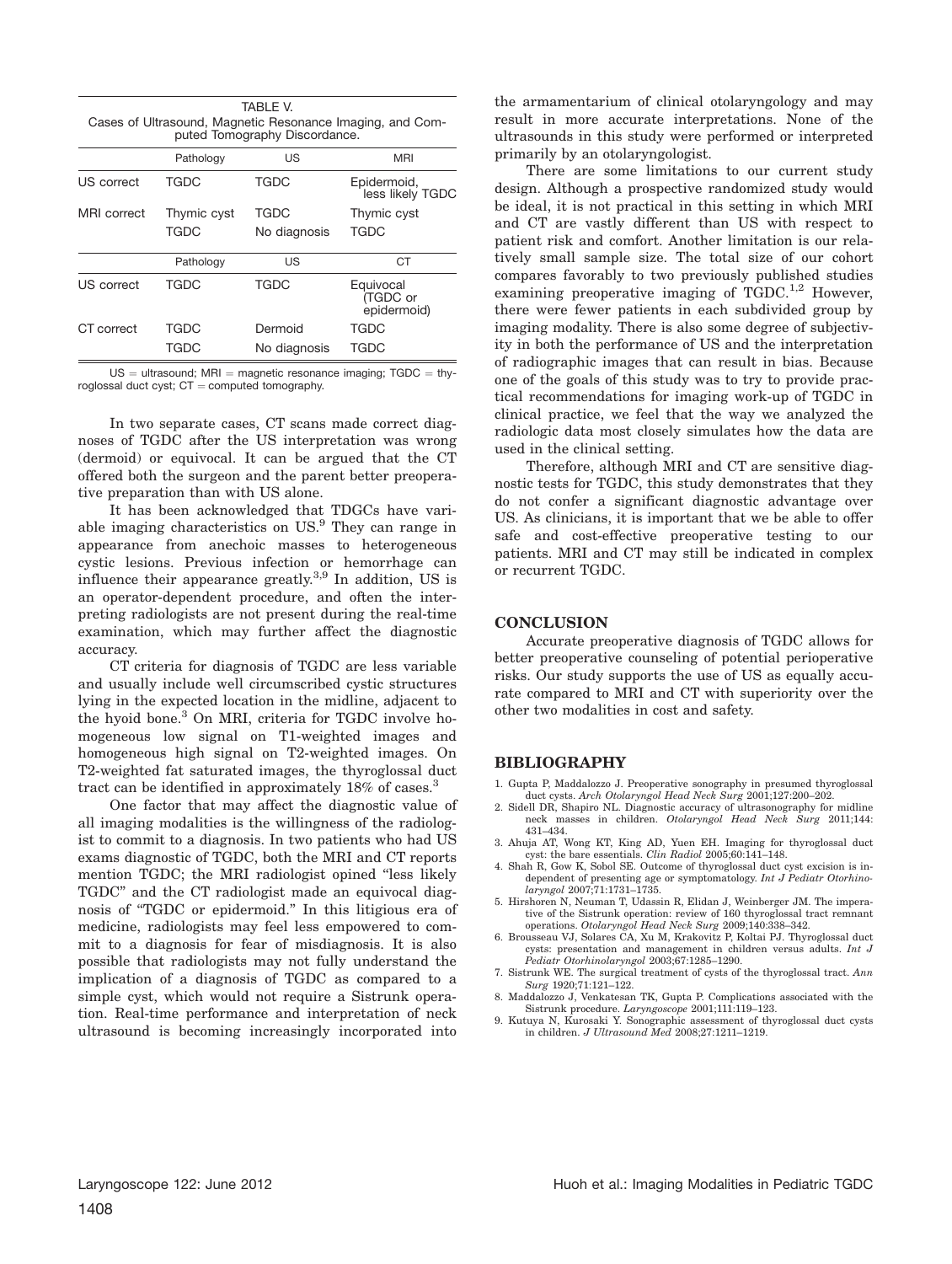TABLE V.
Cases of Ultrasound, Magnetic Resonance Imaging, and Computed Tomography Discordance.

| | Pathology | US | MRI |
|---|---|---|---|
| US correct | TGDC | TGDC | Epidermoid, less likely TGDC |
| MRI correct | Thymic cyst | TGDC | Thymic cyst |
| | TGDC | No diagnosis | TGDC |
| | Pathology | US | CT |
| US correct | TGDC | TGDC | Equivocal (TGDC or epidermoid) |
| CT correct | TGDC | Dermoid | TGDC |
| | TGDC | No diagnosis | TGDC |

US = ultrasound; MRI = magnetic resonance imaging; TGDC = thyroglossal duct cyst; CT = computed tomography.

In two separate cases, CT scans made correct diagnoses of TGDC after the US interpretation was wrong (dermoid) or equivocal. It can be argued that the CT offered both the surgeon and the parent better preoperative preparation than with US alone.

It has been acknowledged that TDGCs have variable imaging characteristics on US.[9] They can range in appearance from anechoic masses to heterogeneous cystic lesions. Previous infection or hemorrhage can influence their appearance greatly.[3,9] In addition, US is an operator-dependent procedure, and often the interpreting radiologists are not present during the real-time examination, which may further affect the diagnostic accuracy.

CT criteria for diagnosis of TGDC are less variable and usually include well circumscribed cystic structures lying in the expected location in the midline, adjacent to the hyoid bone.[3] On MRI, criteria for TGDC involve homogeneous low signal on T1-weighted images and homogeneous high signal on T2-weighted images. On T2-weighted fat saturated images, the thyroglossal duct tract can be identified in approximately 18% of cases.[3]

One factor that may affect the diagnostic value of all imaging modalities is the willingness of the radiologist to commit to a diagnosis. In two patients who had US exams diagnostic of TGDC, both the MRI and CT reports mention TGDC; the MRI radiologist opined "less likely TGDC" and the CT radiologist made an equivocal diagnosis of "TGDC or epidermoid." In this litigious era of medicine, radiologists may feel less empowered to commit to a diagnosis for fear of misdiagnosis. It is also possible that radiologists may not fully understand the implication of a diagnosis of TGDC as compared to a simple cyst, which would not require a Sistrunk operation. Real-time performance and interpretation of neck ultrasound is becoming increasingly incorporated into the armamentarium of clinical otolaryngology and may result in more accurate interpretations. None of the ultrasounds in this study were performed or interpreted primarily by an otolaryngologist.

There are some limitations to our current study design. Although a prospective randomized study would be ideal, it is not practical in this setting in which MRI and CT are vastly different than US with respect to patient risk and comfort. Another limitation is our relatively small sample size. The total size of our cohort compares favorably to two previously published studies examining preoperative imaging of TGDC.[1,2] However, there were fewer patients in each subdivided group by imaging modality. There is also some degree of subjectivity in both the performance of US and the interpretation of radiographic images that can result in bias. Because one of the goals of this study was to try to provide practical recommendations for imaging work-up of TGDC in clinical practice, we feel that the way we analyzed the radiologic data most closely simulates how the data are used in the clinical setting.

Therefore, although MRI and CT are sensitive diagnostic tests for TGDC, this study demonstrates that they do not confer a significant diagnostic advantage over US. As clinicians, it is important that we be able to offer safe and cost-effective preoperative testing to our patients. MRI and CT may still be indicated in complex or recurrent TGDC.

## CONCLUSION

Accurate preoperative diagnosis of TGDC allows for better preoperative counseling of potential perioperative risks. Our study supports the use of US as equally accurate compared to MRI and CT with superiority over the other two modalities in cost and safety.

## BIBLIOGRAPHY

1. Gupta P, Maddalozzo J. Preoperative sonography in presumed thyroglossal duct cysts. *Arch Otolaryngol Head Neck Surg* 2001;127:200–202.
2. Sidell DR, Shapiro NL. Diagnostic accuracy of ultrasonography for midline neck masses in children. *Otolaryngol Head Neck Surg* 2011;144:431–434.
3. Ahuja AT, Wong KT, King AD, Yuen EH. Imaging for thyroglossal duct cyst: the bare essentials. *Clin Radiol* 2005;60:141–148.
4. Shah R, Gow K, Sobol SE. Outcome of thyroglossal duct cyst excision is independent of presenting age or symptomatology. *Int J Pediatr Otorhinolaryngol* 2007;71:1731–1735.
5. Hirshoren N, Neuman T, Udassin R, Elidan J, Weinberger JM. The imperative of the Sistrunk operation: review of 160 thyroglossal tract remnant operations. *Otolaryngol Head Neck Surg* 2009;140:338–342.
6. Brousseau VJ, Solares CA, Xu M, Krakovitz P, Koltai PJ. Thyroglossal duct cysts: presentation and management in children versus adults. *Int J Pediatr Otorhinolaryngol* 2003;67:1285–1290.
7. Sistrunk WE. The surgical treatment of cysts of the thyroglossal tract. *Ann Surg* 1920;71:121–122.
8. Maddalozzo J, Venkatesan TK, Gupta P. Complications associated with the Sistrunk procedure. *Laryngoscope* 2001;111:119–123.
9. Kutuya N, Kurosaki Y. Sonographic assessment of thyroglossal duct cysts in children. *J Ultrasound Med* 2008;27:1211–1219.